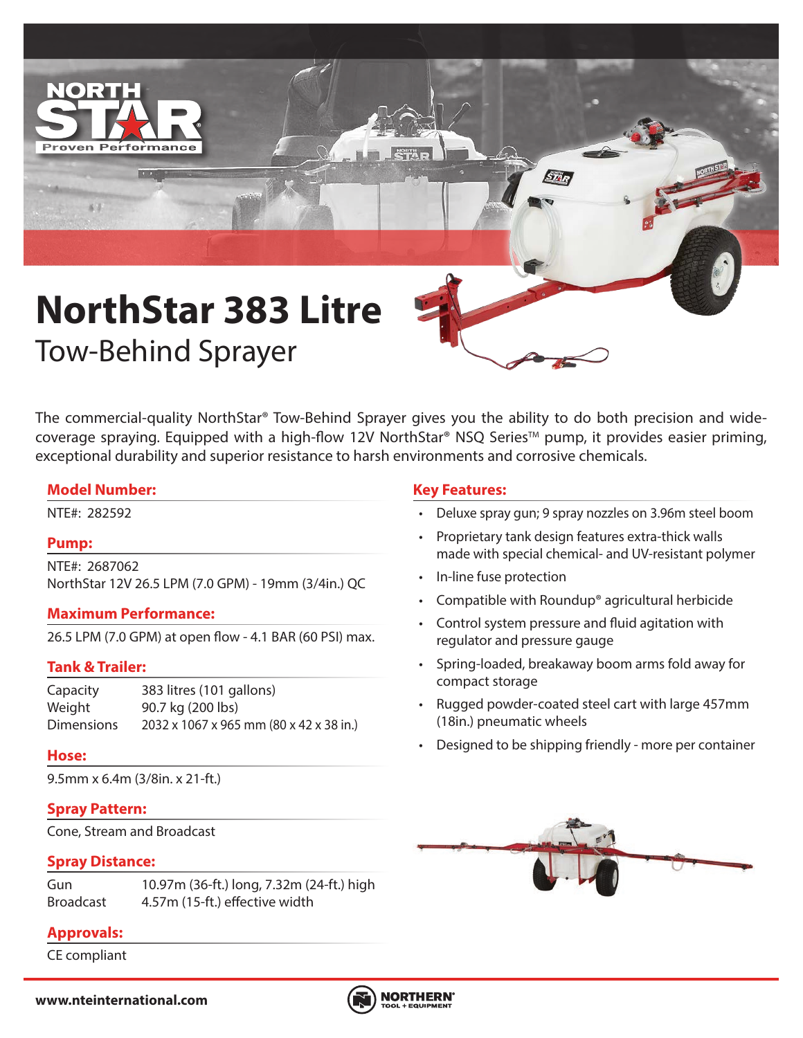# NorthStar 383 Litre

## Tow-Behind Sprayer

The commercial-quality NorthStar® Tow-Behind Sprayer gives you the ability to do both precision and wide-coverage spraying. Equipped with a high-flow 12V NorthStar® NSQ Series™ pump, it provides easier priming, exceptional durability and superior resistance to harsh environments and corrosive chemicals.

### Model Number:

NTE#: 282592

### Pump:

NTE#: 2687062
NorthStar 12V 26.5 LPM (7.0 GPM) - 19mm (3/4in.) QC

### Maximum Performance:

26.5 LPM (7.0 GPM) at open flow - 4.1 BAR (60 PSI) max.

### Tank & Trailer:

| | |
|---|---|
| Capacity | 383 litres (101 gallons) |
| Weight | 90.7 kg (200 lbs) |
| Dimensions | 2032 x 1067 x 965 mm (80 x 42 x 38 in.) |

### Hose:

9.5mm x 6.4m (3/8in. x 21-ft.)

### Spray Pattern:

Cone, Stream and Broadcast

### Spray Distance:

| | |
|---|---|
| Gun | 10.97m (36-ft.) long, 7.32m (24-ft.) high |
| Broadcast | 4.57m (15-ft.) effective width |

### Approvals:

CE compliant

### Key Features:

- Deluxe spray gun; 9 spray nozzles on 3.96m steel boom
- Proprietary tank design features extra-thick walls made with special chemical- and UV-resistant polymer
- In-line fuse protection
- Compatible with Roundup® agricultural herbicide
- Control system pressure and fluid agitation with regulator and pressure gauge
- Spring-loaded, breakaway boom arms fold away for compact storage
- Rugged powder-coated steel cart with large 457mm (18in.) pneumatic wheels
- Designed to be shipping friendly - more per container

**www.nteinternational.com**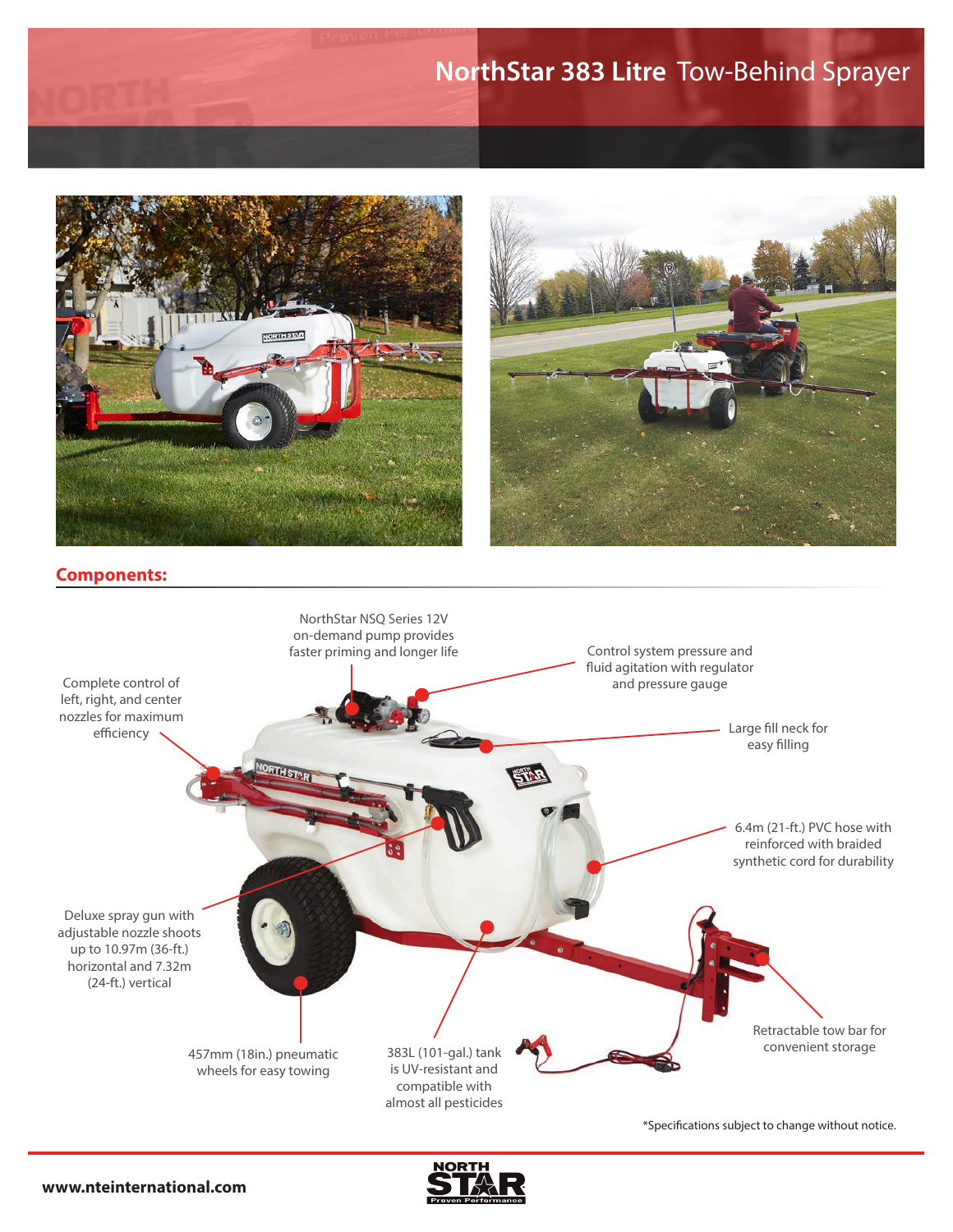# NorthStar 383 Litre Tow-Behind Sprayer

## Components:

NorthStar NSQ Series 12V on-demand pump provides faster priming and longer life

Control system pressure and fluid agitation with regulator and pressure gauge

Complete control of left, right, and center nozzles for maximum efficiency

Large fill neck for easy filling

6.4m (21-ft.) PVC hose with reinforced with braided synthetic cord for durability

Deluxe spray gun with adjustable nozzle shoots up to 10.97m (36-ft.) horizontal and 7.32m (24-ft.) vertical

Retractable tow bar for convenient storage

457mm (18in.) pneumatic wheels for easy towing

383L (101-gal.) tank is UV-resistant and compatible with almost all pesticides

*Specifications subject to change without notice.

**www.nteinternational.com**